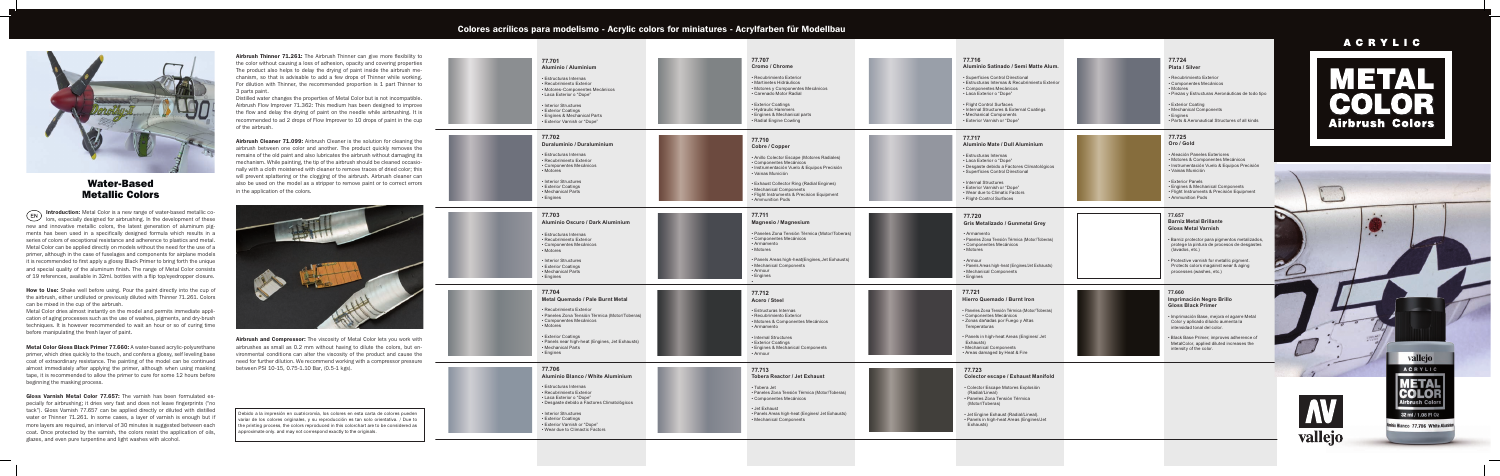# Colores acrílicos para modelismo - Acrylic colors for miniatures - Acrylfarben für Modellbau

# ACRYLIC

# METAL COLOR
## Airbrush Colors

## Water-Based Metallic Colors

**EN** **Introduction:** Metal Color is a new range of water-based metallic colors, especially designed for airbrushing. In the development of these new and innovative metallic colors, the latest generation of aluminum pigments has been used in a specifically designed formula which results in a sense of colors of exceptional resistance and adherence to plastics and metal. Metal Color can be applied directly on models without the need for the use of a primer, although in the case of fuselages and components for airplane models it is recommended to first apply a glossy Black Primer to bring forth the unique and special quality of the aluminum finish. The range of Metal Color consists of 19 references, available in 32ml. bottles with a flip top/eyedropper closure.

**How to Use:** Shake well before using. Pour the paint directly into the cup of the airbrush, either undiluted or previously diluted with Thinner 71.261. Colors can be mixed in the cup of the airbrush.

Metal Color dries almost instantly on the model and permits immediate application of aging processes such as the use of washes, pigments, and dry-brush techniques. It is however recommended to wait an hour or so of curing time before manipulating the finish layer of paint.

**Metal Color Gloss Black Primer 77.660:** A water-based acrylic-polyurethane primer, which dries quickly to the touch, and confers a glossy, self leveling base coat of extraordinary resistance. The painting of the model can be continued almost immediately after applying the primer, although when using masking tape, it is recommended to allow the primer to cure for some 12 hours before beginning the masking process.

**Gloss Varnish Metal Color 77.657:** The varnish has been formulated especially for airbrushing; it dries very fast and does not leave fingerprints ("no tack"). Gloss Varnish 77.657 can be applied directly or diluted with distilled water or Thinner 71.261. In some cases, a layer of varnish is enough but if more layers are required, an interval of 30 minutes is suggested between each coat. Once protected by the varnish, the colors resist the application of oils, glazes, and even pure turpentine and light washes with alcohol.

**Airbrush Thinner 71.261:** The Airbrush Thinner can give more flexibility to the color without causing a loss of adhesion, opacity and covering properties. The product also helps to delay the drying of paint inside the airbrush mechanism, so that is advisable to add a few drops of Thinner while working. For dilution with Thinner, the recommended proportion is 1 part Thinner to 3 parts paint.

Distilled water changes the properties of Metal Color but is not incompatible. Airbrush Flow Improver 71.362: This medium has been designed to improve the flow and delay the drying of paint on the needle while airbrushing. It is recommended to ad 2 drops of Flow Improver to 10 drop of paint in the cup of the airbrush.

**Airbrush Cleaner 71.099:** Airbrush Cleaner is the solution for cleaning the airbrush between one color and another. The product quickly removes the remains of the old paint and also lubricates the airbrush without damaging its mechanism. While painting, the tip of the airbrush should be cleaned occasionally with a cloth moistened with cleaner to remove traces of dried color; this will prevent splattering or the clogging of the airbrush. Airbrush cleaner can also be used on the model as a stripper to remove paint or to correct errors in the application of the colors.

**Airbrush and Compressor:** The viscosity of Metal Color lets you work with airbrushes as small as 0.2 mm without having to dilute the colors, but environmental conditions can alter the viscosity of the product and cause the need for further dilution. We recommend working with a compressor pressure between PSI 10-15, 0,75-1.10 Bar, (0.5-1 kgs).

Debido a la impresión en cuatricomía, los colores en esta carta de colores pueden variar de los colores originales y su reproducción se tan solo orientativa. - Due to the printing process, the colors reproduced in this colorchart are to be considered as approximate only, and may not correspond exactly to the originals.

### 77.701 Aluminio / Aluminium
- Estructuras Internas
- Recubrimiento Exterior
- Motores-Componentes Mecánicos
- Lasa Exterior o "Dope"

- Interior Structures
- Exterior Coatings
- Engines & Mechanical Parts
- Exterior Varnish or "Dope"

### 77.702 Duraluminio / Duraluminium
- Estructuras Internas
- Recubrimiento Exterior
- Componentes Mecánicos
- Motores

- Interior Structures
- Exterior Coatings
- Mechanical Parts
- Engines

### 77.703 Aluminio Oscuro / Dark Aluminium
- Estructuras Internas
- Recubrimiento Exterior
- Componentes Mecánicos
- Motores

- Interior Structures
- Exterior Coatings
- Mechanical Parts
- Engines

### 77.704 Metal Quemado / Pale Burnt Metal
- Recubrimiento Exterior
- Paneles Zona Tensión Térmica (Motor/Tobera)
- Componentes Mecánicos
- Motores

- Exterior Coatings
- Panels near high-heat (Engines, Jet Exhausts)
- Mechanical Parts
- Engines

### 77.706 Aluminio Blanco / White Aluminium
- Estructuras Internas
- Recubrimiento Exterior
- Lasa Exterior o "Dope"
- Degradación Factores Climatológicos

- Interior Structures
- Exterior Coatings
- Exterior Varnish or "Dope"
- Wear due to Climactic Factors

### 77.707 Cromo / Chrome
- Recubrimiento Exterior
- Mantenimiento Hidráulicos
- Motores y Componentes Mecánicos
- Carenado Motor Radial

- Exterior Coatings
- Hydraulic Hammers
- Engines & Mechanical parts
- Radial Engine Cowling

### 77.710 Cobre / Copper
- Anillo Colector Escape (Motores Radiales)
- Componentes Mecánicos
- Instrumentación Vuelo & Equipos Precisión
- Vainas Munición

- Exhaust Collector Ring (Radial Engines)
- Mechanical Components
- Flight Instruments & Precision Equipment
- Ammunition Pods

### 77.711 Magnesio / Magnesium
- Paneles Zona Tensión Térmica (Motor/Tobera)
- Componentes Mecánicos
- Armamento
- Motores

- Panels Areas high-heat(Engines, Jet Exhausts)
- Mechanical Components
- Armour
- Engines

### 77.712 Acero / Steel
- Estructuras Internas
- Recubrimiento Exterior
- Motores & Componentes Mecánicos
- Armamento

- Internal Structures
- Exterior Coatings
- Engines & Mechanical Components
- Armour

### 77.713 Tobera Reactor / Jet Exhaust
- Tobera Jet
- Paneles Zona Tensión Térmica (Motor/Tobera)
- Componentes Mecánicos

- Jet Exhaust
- Panels Areas high-heat (Engines/Jet Exhausts)
- Mechanical Components

### 77.716 Aluminio Satinado / Semi Matte Alum.
- Superficies Control Direccional
- Estructuras Internas & Recubrimiento Exterior
- Componentes Mecánicos
- Lasa Exterior o "Dope"

- Flight Control Surfaces
- Internal Structures & External Coatings
- Mechanical Components
- Exterior Varnish or "Dope"

### 77.717 Aluminio Mate / Dull Aluminium
- Estructuras Internas
- Lasa Exterior o "Dope"
- Degradación Factores Climatológicos
- Superficies Control Direccional

- Internal Structures
- Exterior Varnish or "Dope"
- Wear due to Climatic Factors
- Flight Control Surfaces

### 77.720 Gris Metalizado / Gunmetal Grey
- Armamento
- Paneles Zona Tensión Térmica (Motor/Tobera)
- Componentes Mecánicos
- Motores

- Armour
- Panels Areas high-heat (Engines/Jet Exhausts)
- Mechanical Components
- Engines

### 77.721 Hierro Quemado / Burnt Iron
- Paneles Zona Tensión Térmica (Motor/Tobera)
- Componentes Mecánicos
- Zonas dañadas por Fuego y Altas Temperaturas

- Panels in high-heat Areas (Engines/ Jet Exhausts)
- Mechanical components
- Areas damaged by Heat & Fire

### 77.723 Colector escape / Exhaust Manifold
- Colector Escape Motores Explosión (Radial/Lineal)
- Paneles Zona Tensión Térmica (Motor/Tobera)

- Jet Engine Exhaust (Radial/Lineal)
- Panels in high-heat Areas (Engines/Jet Exhausts)

### 77.724 Plata / Silver
- Recubrimiento Exterior
- Componentes Mecánicos
- Motores
- Piezas y Estructuras Aeronáuticas de todo tipo

- Exterior Coating
- Mechanical Components
- Engines
- Parts & Aeronautical Structures of all kinds

### 77.725 Oro / Gold
- Aislación Paneles Exteriores
- Motores & Componentes Mecánicos
- Instrumentación Vuelo & Equipos Precisión
- Vainas Munición

- Exterior Panels
- Engines & Mechanical Components
- Flight Instruments & Precision Equipment
- Ammunition Pods

### 77.657 Barniz Metal Brillante / Gloss Metal Varnish
- Barniz protector para pigmentos metalizados, protege la pintura de procesos de desgastes (lavados, etc.)

- Protective varnish for metallic pigment. Protects colors map/end wear & aging processes (washes, etc.)

### 77.660 Imprimación Negro Brillo / Gloss Black Primer
- Imprimación Base, mejora el agarre Metal Color y aplicado diluido aumenta la intensidad tonal del color.

- Black Base Primer, improves adherence of MetalColor, applied diluted increases the intensity of the color.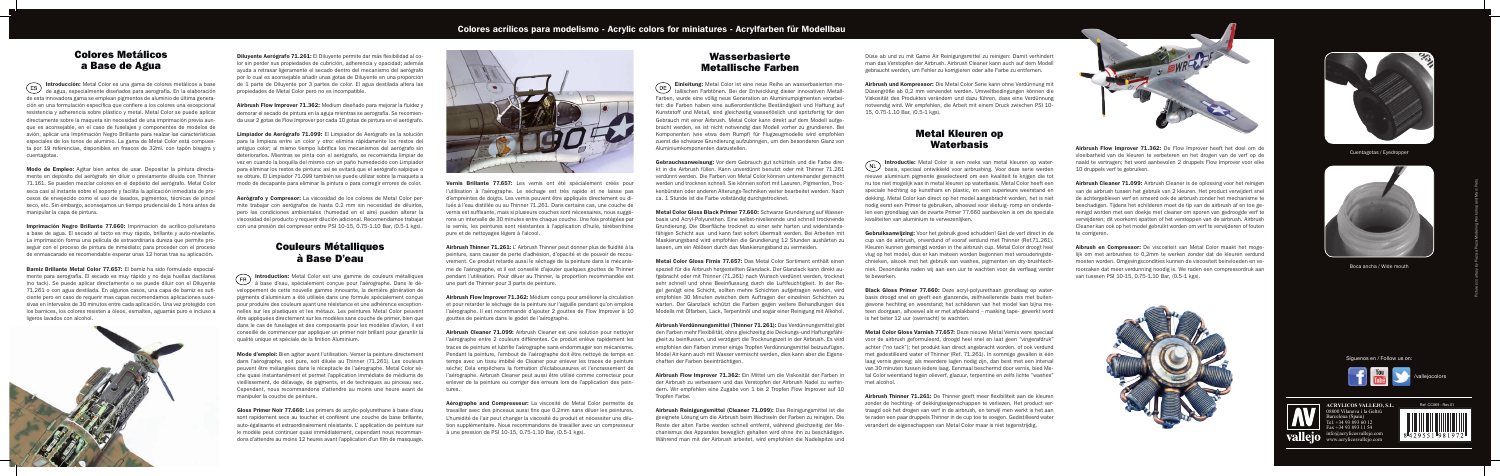# Colores acrílicos para modelismo - Acrylic colors for miniatures - Acrylfarben für Modellbau

## Colores Metálicos a Base de Agua

**ES** **Introducción:** Metal Color es una gama de colores metálicos a base de agua, especialmente diseñados para aerografía. En la elaboración de esta innovadora gama se emplean pigmentos de aluminio de última generación en una formulación específica que confiere a los colores una excepcional resistencia y adherencia sobre plástico y metal. Metal Color se puede aplicar directamente sobre la maqueta sin necesidad de una imprimación previa aunque es aconsejable, en el caso de fuselajes y componentes de modelos de avión, aplicar una Imprimación Negro Brillante para realzar las características especiales de los tonos de aluminio. La gama de Metal Color está compuesta por 19 referencias, disponibles en frascos de 32ml, con tapón bisagra y cuentagotas.

**Modo de Empleo:** Agitar bien antes de usar. Depositar la pintura directamente en depósito del aerógrafo en diluir o previamente diluido con Thinner 71.161. Se pueden mezclar colores en el depósito del aerógrafo. Metal Color seca casi al instante sobre el soporte y facilita la aplicación inmediata del proceso de enmascarado como el uso de lavados, pigmentos, técnicas de pincel seco, etc. Sin embargo, aconsejamos un tiempo prudencial de 1 hora antes de manipular la capa de pintura.

**Imprimación Negro Brillante 77.660:** Imprimación de acrílico-poliuretano a base de agua. El secado al tacto es muy rápido, brillante y auto-nivelante. La imprimación forma una película de extraordinaria dureza que permite proseguir con el proceso de pintura de inmediato para proceder con el proceso de enmascarado es recomendable esperar unas 12 horas tras su aplicación.

**Barniz Brillante Metal Color 77.657:** El barniz ha sido formulado especialmente para aerografía. El secado es muy rápido y no deja huellas dactilares (no tack). Se puede aplicar directamente o se puede diluir con el Diluyente 71.261 o con agua destilada. En algunos casos, una capa de barniz es suficiente pero en caso de requerir mas capas recomendamos aplicaciones sucesivas en intervalos de 30 minutos entre cada aplicación. Una vez protegido con los barnices, los colores resisten a diesos, esmaltes, aguarrás puro e incluso a ligeros lavados con alcohol.

**Diluyente Aerógrafo 71.261:** El Diluyente permite dar más flexibilidad al color sin perder sus propiedades de cubrición, adherencia y opacidad; además ayuda a retrasar ligeramente el secado dentro del mecanismo del aerógrafo por lo cual es aconsejable añadir unas gotas de Diluyente en una proporción de 1 parte de Diluyente por 3 partes de color. El agua destilada altera las propiedades de Metal Color pero no es incompatible.

**Airbrush Flow Improver 71.362:** Medium diseñado para mejorar la fluidez y demorar el secado de pintura en la aguja mientras se aerografía. Se recomienda usar 2 gotas de Flow Improver por cada 10 gotas de pintura en el aerógrafo.

**Limpiador de Aerógrafo 71.099:** El Limpiador de Aerógrafo es la solución para la limpieza entre un color y otro: elimina rápidamente los restos del antiguo color; al mismo tiempo lubrifica los mecanismos del aerógrafo sin deteriorarlos. Mientras se pinta con el aerógrafo, se recomienda limpiar de vez en cuando la boquilla del mismo con un paño humedecido con Limpiador para eliminar los restos de pintura; así se evitará que el aerógrafo salpique o se obture. El Limpiador 71.099 también se puede utilizar sobre la maqueta a modo de decapante para eliminar la pintura o para corregir errores de color.

**Aerógrafo y Compresor:** La viscosidad de los colores de Metal Color permite trabajar con aerógrafos de hasta 0.2 mm sin necesidad de diluirlos, pero las condiciones ambientales (humedad en el aire) pueden alterar la viscosidad del producto y requerir dilución adicional. Recomendamos trabajar con una presión del compresor entre PSI 10-15, 0.75-1.10 Bar, (0.5-1 kgs).

## Couleurs Métalliques à Base D'eau

**FR** **Introduction:** Metal Color est une gamme de couleurs métalliques à base d'eau, spécialement conçue pour l'aérographe. Dans le développement de cette nouvelle gamme innovante, la dernière génération de pigments d'aluminium a été utilisée dans une formule spécialement conçue pour procurer des couleurs ayant une résistance et une adhérence exceptionnelles sur les plastiques et les métaux. Les peintures Metal Color peuvent être appliquées directement sur les modèles sans couche de primaire, même si dans le cas de fuselages et de composants pour les modèles d'avion, il est conseillé de commencer par appliquer un primer noir brillant pour garantir la qualité unique et spéciale de la finition Aluminium.

**Mode d'emploi:** Bien agiter avant l'utilisation. Verser la peinture directement dans l'aérographe, soit pure, soit diluée au Thinner (71.261). Les couleurs peuvent être mélangées dans le réceptacle de l'aérographe. Metal Color sèche quasi instantanément et permet l'application immédiate de médiums de vieillissement, de délavage, de pigments, et de techniques au pinceau sec. Cependant, nous recommandons d'attendre au moins une heure avant de manipuler la couche de peinture.

**Gloss Primer Noir 77.660:** Les primers de acrylic-polyuréthane à base d'eau sont rapidement secs au toucher et confèrent une couche de base brillante, auto-égalisante et extraordinairement résistante. L' application de peinture sur le modèle peut continuer quasi immédiatement, cependant nous recommandons d'attendre au moins 12 heures avant l'application d'un film de masquage.

**Vernis Brillante 77.657:** Les vernis ont été spécialement créés pour l'utilisation à l'aérographe. Le séchage est très rapide et ne laisse pas d'empreintes de doigts. Les vernis peuvent être appliqués directement ou dilués à l'eau distillée ou au Thinner 71.261. Dans certains cas, une couche de vernis est suffisante, mais si plusieurs couches sont nécessaires, nous suggérons un intervalle de 30 minutes entre chaque couche. Une fois protégées par le vernis, les peintures sont résistantes à l'application d'huile, térébenthine pure et de nettoyages légers à l'alcool.

**Airbrush Thinner 71.261:** L' Airbrush Thinner peut donner plus de fluidité à la peinture, sans causer de perte d'adhésion, d'opacité et de pouvoir de recouvrement. Ce produit retarde aussi le séchage de la peinture dans le mécanisme de l'aérographe, et il est conseillé d'ajouter quelques gouttes de Thinner pendant l'utilisation. Pour diluer au Thinner, la proportion recommandée est une part de Thinner pour 3 parts de peinture.

**Airbrush Flow Improver 71.362:** Médium conçu pour améliorer la circulation et pour retarder le séchage de la peinture sur l'aiguille pendant qu'on emploie l'aérographe. Il est recommandé d'ajouter 2 gouttes de Flow Improver à 10 gouttes de peinture dans le godet de l'aérographe.

**Airbrush Cleaner 71.099:** Airbrush Cleaner est une solution pour nettoyer l'aérographe entre 2 couleurs différentes. Ce produit enlève rapidement les traces de peinture et lubrifie l'aérographe sans endommager ses mécanismes. Pendant la peinture, l'embout de l'aérographe doit être nettoyé de temps en temps avec un tissu imbibé de Cleaner pour enlever les traces de peinture sèche; Cela empêchera la formation d'éclaboussures et l'encrassement de l'aérographe. Airbrush Cleaner peut aussi être utilisé comme correcteur pour enlever de la peinture ou corriger des erreurs lors de l'application des peintures.

**Aérographe and Compresseur:** La viscosité de Metal Color permette de travailler avec des pinceaux aussi fins que 0.2mm sans diluer les peintures. L'humidité de l'air peut changer la viscosité et il peut-être nécessaire une dilution supplémentaire. Nous recommandons de travailler avec un compresseur à une pression de PSI 10-15, 0.75-1.10 Bar, (0.5-1 kgs).

## Wasserbasierte Metallische Farben

**DE** **Einleitung:** Metal Color ist eine neue Reihe an wasserbasierten metallischen Farbtönen. Bei der Entwicklung dieser innovativen Metall-Farben, wurde eine völlig neue Generation an Aluminiumpigmenten verarbeitet: die Farben haben eine außerordentliche Beständigkeit und Haftung auf Kunststoff und Metall, und gleichzeitig wasserlöslich und spritzfertig für den Gebrauch mit einer Airbrush. Metal Color kann direkt auf dem Modell aufgebracht werden, es ist nicht notwendig das Modell vorher zu grundieren. Bei Komponenten (wie etwa dem Rumpf) für Flugzeugmodelle wird empfohlen zuerst die schwarze Grundierung aufzubringen, um den besonderen Glanz von Aluminiumkomponenten darzustellen.

**Gebrauchsanweisung:** Vor dem Gebrauch gut schütteln und die Farbe direkt in die Airbrush füllen. Kann unverdünnt benutzt oder mit Thinner 71.261 verdünnt werden. Die Farben von Metal Color können untereinander gemischt werden und trocknen schnell. Sie können sofort mit Lasuren, Pigmenten, Trockenbürsten oder anderen Alterungs-Techniken weiter bearbeitet werden. Nach ca. 1 Stunde ist die Farbe vollständig durchgetrocknet.

**Metal Color Gloss Black Primer 77.660:** Schwarze Grundierung auf Wasserbasis und Acryl-Polyurethan. Eine selbst-nivellierende und schnell trocknende Grundierung. Die Oberfläche trocknet zu einer sehr harten und widerstandsfähigen Schicht aus und kann fast sofort übermalt werden. Bei Arbeiten mit Maskierungsband wird empfohlen die Grundierung 12 Stunden austrocknen zu lassen, um ein Ablösen durch das Maskierungsband zu vermeiden.

**Metal Color Gloss Firnis 77.657:** Das Metal Color Sortiment enthält einen speziell für die Airbrush hergestellten Glanzlack. Der Glanzlack kann direkt aufgebracht oder mit Thinner (71.261) nach Wunsch verdünnt werden, trocknet sehr schnell und ohne Beeinflussung durch die Luftfeuchtigkeit. In der Regel genügt eine Schicht, sollten mehrere Schichten aufgetragen werden, wird empfohlen 30 Minuten zwischen dem Auftragen der einzelnen Schichten zu warten. Der Glanzlack schützt die Farben gegen weitere Behandlungen des Modells mit Ölfarben, Lack, Terpentinöl und sogar einer Reinigung mit Alkohol.

**Airbrush Verdünnungsmittel (Thinner 71.261):** Das Verdünnungsmittel gibt den Farben mehr Flexibilität, ohne gleichzeitig die Deckungs- und Haftungsfähigkeit zu beeinflussen, und verzögert die Trocknungszeit in der Airbrush. Es wird empfohlen den Farben immer einige Tropfen Verdünnungsmittel beizuzufügen. Model Air kann auch mit Wasser verdünnt werden, dies kann aber die Eigenschaften des Metal Color Farbsortiments beeinträchtigen.

**Airbrush Flow Improver 71.362:** Ein Mittel um die Viskosität der Farben in der Airbrush zu verbessern und das Verstopfen der Airbrush Nadel zu verhindern. Wir empfehlen eine Zugabe von 1 bis 2 Tropfen Flow Improver auf 10 Tropfen Farbe.

**Airbrush Reinigungsmittel (Cleaner 71.099):** Das Reinigungsmittel ist die ideale Lösung um die Airbrush beim Wechsel der Farben zu reinigen. Die Reste der alten Farbe werden schnell entfernt, während gleichzeitig der Mechanismus des Apparates bewegflich gehalten wird ohne ihn zu beschädigen. Während man mit der Airbrush arbeitet, wird empfohlen die Nadelspitze und Düse ab und zu mit Game Air Reinigungsmittel zu reinigen: Damit verhindert man das Verstopfen der Airbrush. Airbrush Cleaner kann auch auf dem Modell gebraucht werden, um Fehler zu korrigieren oder alte Farbe zu entfernen.

**Airbrush und Kompressor:** Die Metal Color Serie kann ohne Verdünnung mit Düsengröße ab 0,2 mm verwendet werden. Umweltbedingungen können die Viskosität der Produktes verändern und dazu führen, dass eine Verdünnung notwendig wird. Wir empfehlen, die Arbeit mit einem Druck zwischen PSI 10-15, 0.75-1.10 Bar, (0.5-1 kgs).

## Metal Kleuren op Waterbasis

**NL** **Introductie:** Metal Color is een reeks van metal kleuren op waterbasis, speciaal ontwikkeld voor airbrushing. Voor deze serie werden nieuwe aluminium pigmenten geselecteerd om een kwaliteit te krijgen die tot nu toe niet mogelijk was in metal kleuren op waterbasis. Metal Color heeft een speciale hechting op kunststof en plastic, en een superieure weerstand en dekking. Metal Color kan direct op het model aangebracht worden, het is niet nodig eerst een Primer te gebruiken, alhoewel voor vliegtuig- romp en onderdelen een grondlaag van de zwarte Primer 77.660 aanbevolen is om de speciale kwaliteiten van aluminium te verwezenlijken.

**Gebruiksaanwijzing:** Voor het gebruik goed schudden! Giet de verf direct in de cup van de airbrush, onverdund of vooraf verdund met Thinner (Ref.71.261). Kleuren kunnen gemengd worden in de airbrush cup. Metal Color droogt heel vlug op het model, dus er kan meteen worden begonnen met verouderingstechnieken, zoals met het gebruik van washes, pigmenten en dry-brushtechniek. Desondanks raden wij aan een uur te wachten voor de verflaag verder te bewerken.

**Black Gloss Primer 77.660:** Deze acryl-polyurethaan grondlaag op waterbasis droogt snel en geeft een glanzende, zelfnivellerende basis met buitengewone hechting en weerstand; het schilderen van het model kan bijna meteen doorgaan, alhoewel als er met afplakband – masking tape- gewerkt word is het beter 12 uur (overnacht) te wachten.

**Metal Color Gloss Varnish 77.657:** Deze nieuwe Metal Vernis were speciaal voor de airbrush geformuleerd, droogt heel snel en laat geen "vingerafdruk" achter ("no tack"); het product kan direct aangebracht worden, of ook verdund met gedestilleerd water of Thinner (Ref. 71.261). In sommige gevallen is één laag vernis genoeg; als meerdere lagen nodig zijn, dan best met een interval van 30 minuten tussen iedere laag. Eenmaal beschermd door vernis, kied Metal Color weerstand tegen olieverf, glazuur, terpentine en zelfs lichte "washes" met alcohol.

**Airbrush Thinner 71.261:** De Thinner geeft meer flexibiliteit aan de kleuren zonder de hechting- of dekkingseigenschappen te verliezen. Het product vertraagt ook het drogen van verf in de airbrush, en terwijl men werkt is het aan te raden een paar druppels Thinner in de cup toe te voegen. Gedistilleerd water verandert de eigenschappen van Metal Color maar is niet tegenstrijdig.

**Airbrush Flow Improver 71.362:** De Flow Improver heeft het doel om de vloeibaarheid van de kleuren te verbeteren en het drogen van de verf op de naald te vertragen; het word aanbevolen 2 druppels Flow Improver voor elke 10 druppels verf te gebruiken.

**Airbrush Cleaner 71.099:** Airbrush Cleaner is de oplossing voor het reinigen van de airbrush tussen het gebruik van 2 kleuren. Het product verwijdert snel de achtergebleven verf en smeert ook de airbrush zonder het mechanisme te beschadigen. Tijdens het schilderen moet de tip van de airbrush af en toe gereinigd worden met een doekje met cleaner om sporen van gedroogde verf te verwijderen; dit voorkomt spatten of het verstoppen van de airbrush. Airbrush Cleaner kan ook op het model gebruikt worden om verf te verwijderen of fouten te corrigeren.

**Airbrush en Compressor:** De viscositeit van Metal Color maakt het mogelijk om met airbrushes to 0,2mm te werken zonder dat de kleuren verdund moeten worden. Omgevingscondities kunnen de viscositeit beïnvloeden en veroorzaken dat meer verdunning noodig is. We raden een compressordruk aan van tussen PSI 10-15, 0.75-1.10 Bar, (0.5-1 kgs).

Cuentagotas / Eyedropper

Boca ancha / Wide mouth

Síguenos en / Follow us on:

/vallejocolors

ACRYLICOS VALLEJO, S.L.
08800 Vilanova i la Geltrú
Barcelona (Spain)
Tel: +34 93 893 60 12
Fax: +34 93 893 11 54
vallejo@acrylicosvallejo.com
www.acrylicosvallejo.com

Ref. CC085 - Rev.01

8 429551 981972